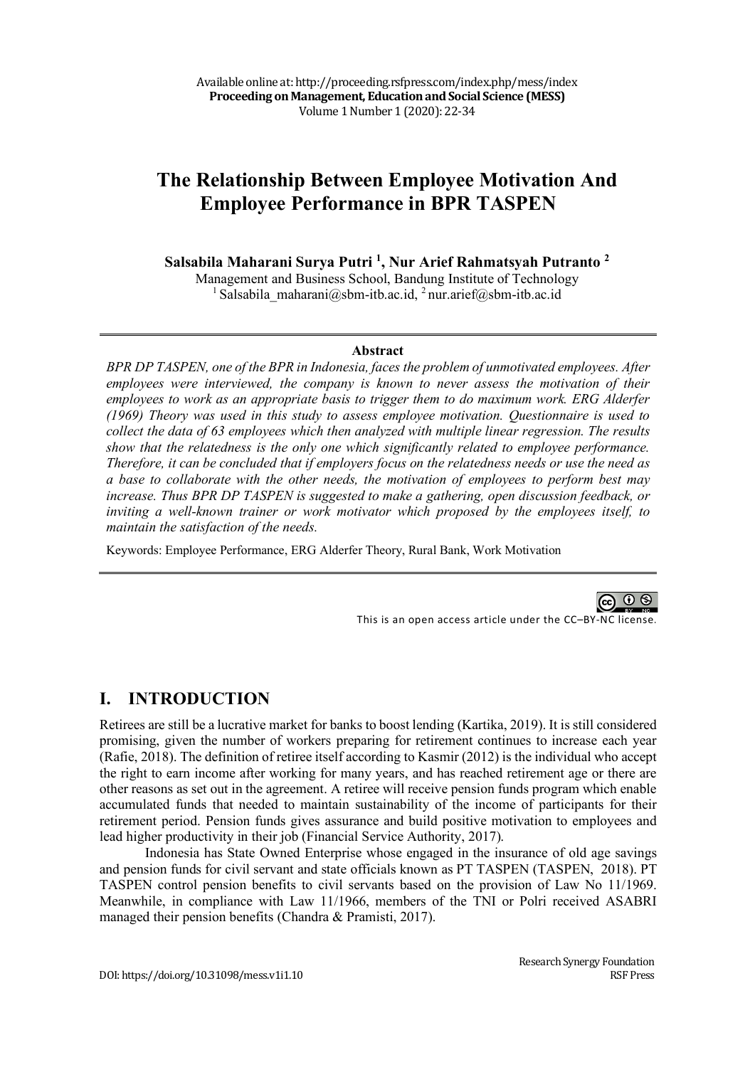# The Relationship Between Employee Motivation And Employee Performance in BPR TASPEN

**Salsabila Maharani Surya Putri [1], Nur Arief Rahmatsyah Putranto [2]**

Management and Business School, Bandung Institute of Technology
[1] Salsabila_maharani@sbm-itb.ac.id, [2] nur.arief@sbm-itb.ac.id

**Abstract**

*BPR DP TASPEN, one of the BPR in Indonesia, faces the problem of unmotivated employees. After employees were interviewed, the company is known to never assess the motivation of their employees to work as an appropriate basis to trigger them to do maximum work. ERG Alderfer (1969) Theory was used in this study to assess employee motivation. Questionnaire is used to collect the data of 63 employees which then analyzed with multiple linear regression. The results show that the relatedness is the only one which significantly related to employee performance. Therefore, it can be concluded that if employers focus on the relatedness needs or use the need as a base to collaborate with the other needs, the motivation of employees to perform best may increase. Thus BPR DP TASPEN is suggested to make a gathering, open discussion feedback, or inviting a well-known trainer or work motivator which proposed by the employees itself, to maintain the satisfaction of the needs.*

Keywords: Employee Performance, ERG Alderfer Theory, Rural Bank, Work Motivation

This is an open access article under the CC–BY-NC license.

## I. INTRODUCTION

Retirees are still be a lucrative market for banks to boost lending (Kartika, 2019). It is still considered promising, given the number of workers preparing for retirement continues to increase each year (Rafie, 2018). The definition of retiree itself according to Kasmir (2012) is the individual who accept the right to earn income after working for many years, and has reached retirement age or there are other reasons as set out in the agreement. A retiree will receive pension funds program which enable accumulated funds that needed to maintain sustainability of the income of participants for their retirement period. Pension funds gives assurance and build positive motivation to employees and lead higher productivity in their job (Financial Service Authority, 2017).

Indonesia has State Owned Enterprise whose engaged in the insurance of old age savings and pension funds for civil servant and state officials known as PT TASPEN (TASPEN, 2018). PT TASPEN control pension benefits to civil servants based on the provision of Law No 11/1969. Meanwhile, in compliance with Law 11/1966, members of the TNI or Polri received ASABRI managed their pension benefits (Chandra & Pramisti, 2017).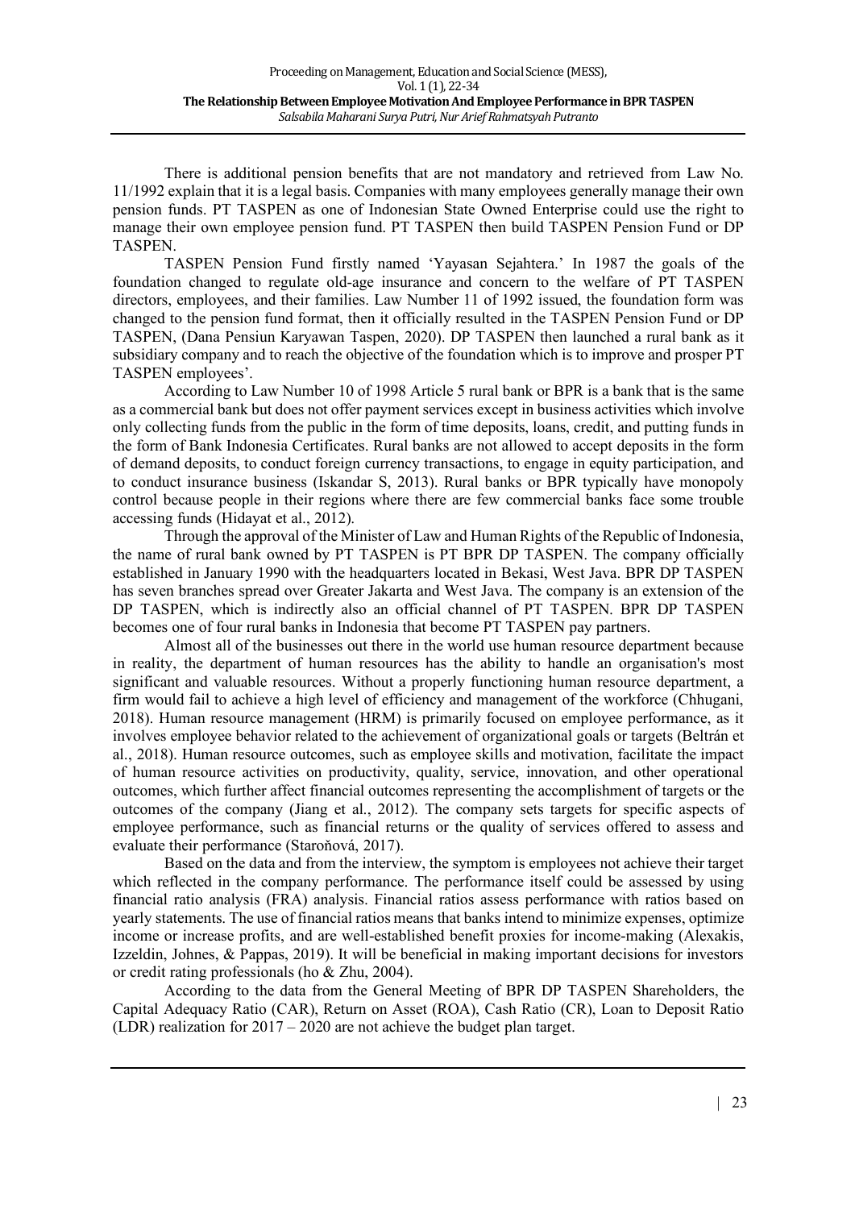There is additional pension benefits that are not mandatory and retrieved from Law No. 11/1992 explain that it is a legal basis. Companies with many employees generally manage their own pension funds. PT TASPEN as one of Indonesian State Owned Enterprise could use the right to manage their own employee pension fund. PT TASPEN then build TASPEN Pension Fund or DP TASPEN.

TASPEN Pension Fund firstly named 'Yayasan Sejahtera.' In 1987 the goals of the foundation changed to regulate old-age insurance and concern to the welfare of PT TASPEN directors, employees, and their families. Law Number 11 of 1992 issued, the foundation form was changed to the pension fund format, then it officially resulted in the TASPEN Pension Fund or DP TASPEN, (Dana Pensiun Karyawan Taspen, 2020). DP TASPEN then launched a rural bank as it subsidiary company and to reach the objective of the foundation which is to improve and prosper PT TASPEN employees'.

According to Law Number 10 of 1998 Article 5 rural bank or BPR is a bank that is the same as a commercial bank but does not offer payment services except in business activities which involve only collecting funds from the public in the form of time deposits, loans, credit, and putting funds in the form of Bank Indonesia Certificates. Rural banks are not allowed to accept deposits in the form of demand deposits, to conduct foreign currency transactions, to engage in equity participation, and to conduct insurance business (Iskandar S, 2013). Rural banks or BPR typically have monopoly control because people in their regions where there are few commercial banks face some trouble accessing funds (Hidayat et al., 2012).

Through the approval of the Minister of Law and Human Rights of the Republic of Indonesia, the name of rural bank owned by PT TASPEN is PT BPR DP TASPEN. The company officially established in January 1990 with the headquarters located in Bekasi, West Java. BPR DP TASPEN has seven branches spread over Greater Jakarta and West Java. The company is an extension of the DP TASPEN, which is indirectly also an official channel of PT TASPEN. BPR DP TASPEN becomes one of four rural banks in Indonesia that become PT TASPEN pay partners.

Almost all of the businesses out there in the world use human resource department because in reality, the department of human resources has the ability to handle an organisation's most significant and valuable resources. Without a properly functioning human resource department, a firm would fail to achieve a high level of efficiency and management of the workforce (Chhugani, 2018). Human resource management (HRM) is primarily focused on employee performance, as it involves employee behavior related to the achievement of organizational goals or targets (Beltrán et al., 2018). Human resource outcomes, such as employee skills and motivation, facilitate the impact of human resource activities on productivity, quality, service, innovation, and other operational outcomes, which further affect financial outcomes representing the accomplishment of targets or the outcomes of the company (Jiang et al., 2012). The company sets targets for specific aspects of employee performance, such as financial returns or the quality of services offered to assess and evaluate their performance (Staroňová, 2017).

Based on the data and from the interview, the symptom is employees not achieve their target which reflected in the company performance. The performance itself could be assessed by using financial ratio analysis (FRA) analysis. Financial ratios assess performance with ratios based on yearly statements. The use of financial ratios means that banks intend to minimize expenses, optimize income or increase profits, and are well-established benefit proxies for income-making (Alexakis, Izzeldin, Johnes, & Pappas, 2019). It will be beneficial in making important decisions for investors or credit rating professionals (ho & Zhu, 2004).

According to the data from the General Meeting of BPR DP TASPEN Shareholders, the Capital Adequacy Ratio (CAR), Return on Asset (ROA), Cash Ratio (CR), Loan to Deposit Ratio (LDR) realization for 2017 – 2020 are not achieve the budget plan target.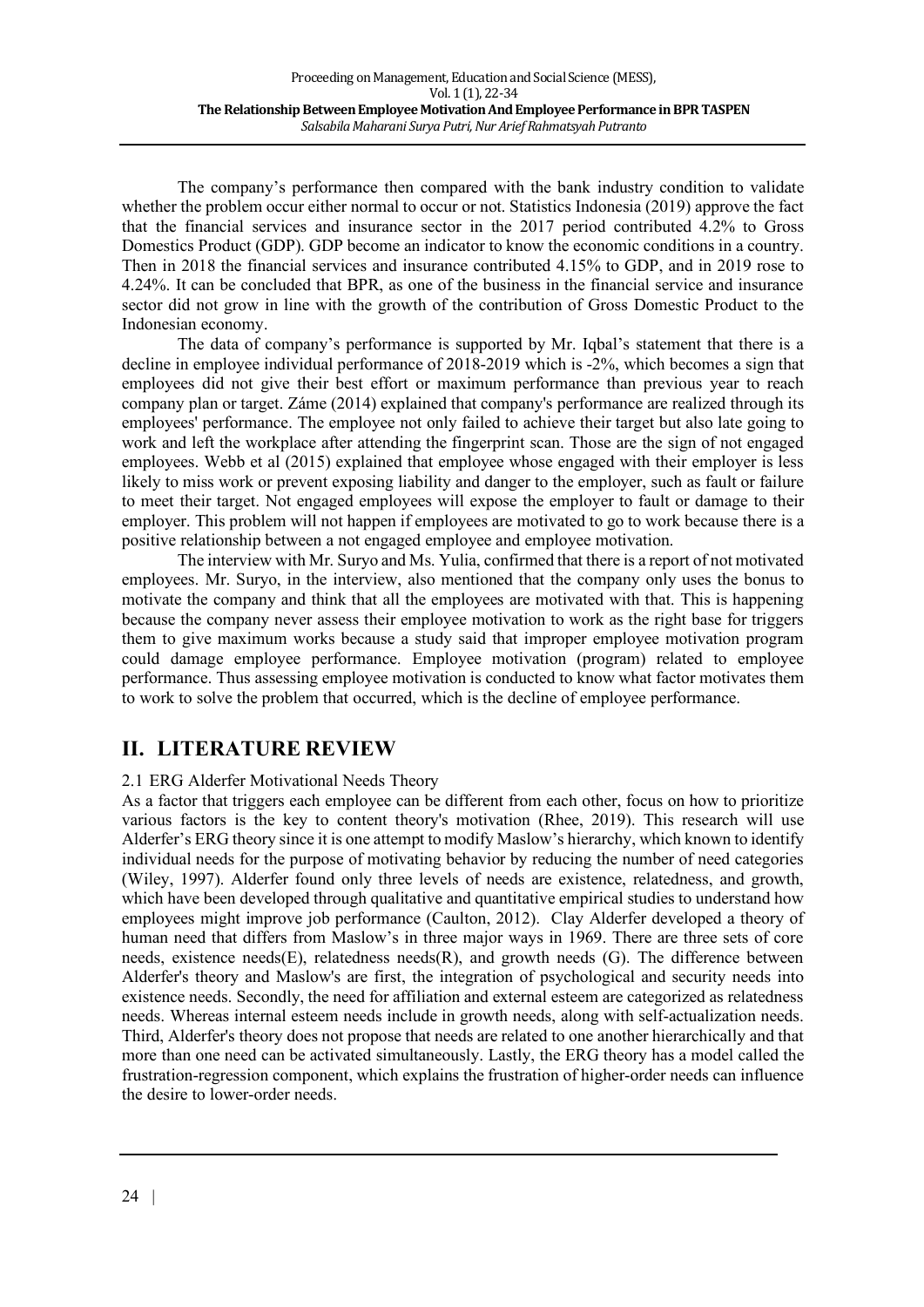The company's performance then compared with the bank industry condition to validate whether the problem occur either normal to occur or not. Statistics Indonesia (2019) approve the fact that the financial services and insurance sector in the 2017 period contributed 4.2% to Gross Domestics Product (GDP). GDP become an indicator to know the economic conditions in a country. Then in 2018 the financial services and insurance contributed 4.15% to GDP, and in 2019 rose to 4.24%. It can be concluded that BPR, as one of the business in the financial service and insurance sector did not grow in line with the growth of the contribution of Gross Domestic Product to the Indonesian economy.

The data of company's performance is supported by Mr. Iqbal's statement that there is a decline in employee individual performance of 2018-2019 which is -2%, which becomes a sign that employees did not give their best effort or maximum performance than previous year to reach company plan or target. Záme (2014) explained that company's performance are realized through its employees' performance. The employee not only failed to achieve their target but also late going to work and left the workplace after attending the fingerprint scan. Those are the sign of not engaged employees. Webb et al (2015) explained that employee whose engaged with their employer is less likely to miss work or prevent exposing liability and danger to the employer, such as fault or failure to meet their target. Not engaged employees will expose the employer to fault or damage to their employer. This problem will not happen if employees are motivated to go to work because there is a positive relationship between a not engaged employee and employee motivation.

The interview with Mr. Suryo and Ms. Yulia, confirmed that there is a report of not motivated employees. Mr. Suryo, in the interview, also mentioned that the company only uses the bonus to motivate the company and think that all the employees are motivated with that. This is happening because the company never assess their employee motivation to work as the right base for triggers them to give maximum works because a study said that improper employee motivation program could damage employee performance. Employee motivation (program) related to employee performance. Thus assessing employee motivation is conducted to know what factor motivates them to work to solve the problem that occurred, which is the decline of employee performance.

## II. LITERATURE REVIEW

### 2.1 ERG Alderfer Motivational Needs Theory

As a factor that triggers each employee can be different from each other, focus on how to prioritize various factors is the key to content theory's motivation (Rhee, 2019). This research will use Alderfer's ERG theory since it is one attempt to modify Maslow's hierarchy, which known to identify individual needs for the purpose of motivating behavior by reducing the number of need categories (Wiley, 1997). Alderfer found only three levels of needs are existence, relatedness, and growth, which have been developed through qualitative and quantitative empirical studies to understand how employees might improve job performance (Caulton, 2012). Clay Alderfer developed a theory of human need that differs from Maslow's in three major ways in 1969. There are three sets of core needs, existence needs(E), relatedness needs(R), and growth needs (G). The difference between Alderfer's theory and Maslow's are first, the integration of psychological and security needs into existence needs. Secondly, the need for affiliation and external esteem are categorized as relatedness needs. Whereas internal esteem needs include in growth needs, along with self-actualization needs. Third, Alderfer's theory does not propose that needs are related to one another hierarchically and that more than one need can be activated simultaneously. Lastly, the ERG theory has a model called the frustration-regression component, which explains the frustration of higher-order needs can influence the desire to lower-order needs.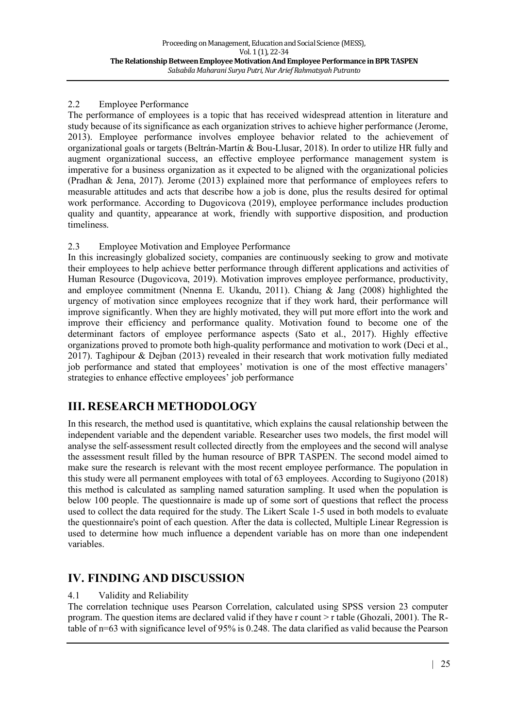### 2.2 Employee Performance

The performance of employees is a topic that has received widespread attention in literature and study because of its significance as each organization strives to achieve higher performance (Jerome, 2013). Employee performance involves employee behavior related to the achievement of organizational goals or targets (Beltrán-Martín & Bou-Llusar, 2018). In order to utilize HR fully and augment organizational success, an effective employee performance management system is imperative for a business organization as it expected to be aligned with the organizational policies (Pradhan & Jena, 2017). Jerome (2013) explained more that performance of employees refers to measurable attitudes and acts that describe how a job is done, plus the results desired for optimal work performance. According to Dugovicova (2019), employee performance includes production quality and quantity, appearance at work, friendly with supportive disposition, and production timeliness.

### 2.3 Employee Motivation and Employee Performance

In this increasingly globalized society, companies are continuously seeking to grow and motivate their employees to help achieve better performance through different applications and activities of Human Resource (Dugovicova, 2019). Motivation improves employee performance, productivity, and employee commitment (Nnenna E. Ukandu, 2011). Chiang & Jang (2008) highlighted the urgency of motivation since employees recognize that if they work hard, their performance will improve significantly. When they are highly motivated, they will put more effort into the work and improve their efficiency and performance quality. Motivation found to become one of the determinant factors of employee performance aspects (Sato et al., 2017). Highly effective organizations proved to promote both high-quality performance and motivation to work (Deci et al., 2017). Taghipour & Dejban (2013) revealed in their research that work motivation fully mediated job performance and stated that employees' motivation is one of the most effective managers' strategies to enhance effective employees' job performance

## III. RESEARCH METHODOLOGY

In this research, the method used is quantitative, which explains the causal relationship between the independent variable and the dependent variable. Researcher uses two models, the first model will analyse the self-assessment result collected directly from the employees and the second will analyse the assessment result filled by the human resource of BPR TASPEN. The second model aimed to make sure the research is relevant with the most recent employee performance. The population in this study were all permanent employees with total of 63 employees. According to Sugiyono (2018) this method is calculated as sampling named saturation sampling. It used when the population is below 100 people. The questionnaire is made up of some sort of questions that reflect the process used to collect the data required for the study. The Likert Scale 1-5 used in both models to evaluate the questionnaire's point of each question. After the data is collected, Multiple Linear Regression is used to determine how much influence a dependent variable has on more than one independent variables.

## IV. FINDING AND DISCUSSION

### 4.1 Validity and Reliability

The correlation technique uses Pearson Correlation, calculated using SPSS version 23 computer program. The question items are declared valid if they have r count > r table (Ghozali, 2001). The R-table of n=63 with significance level of 95% is 0.248. The data clarified as valid because the Pearson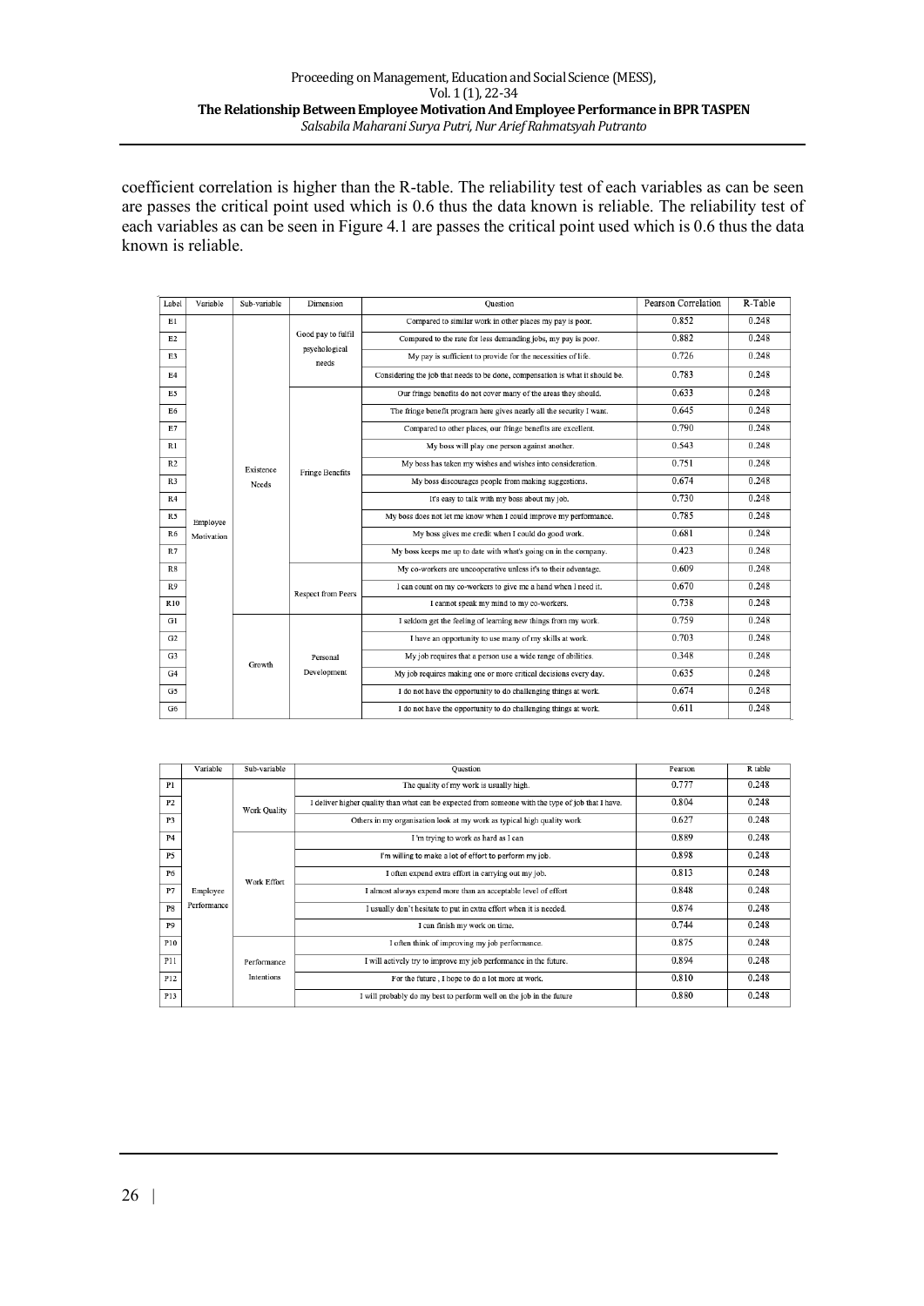coefficient correlation is higher than the R-table. The reliability test of each variables as can be seen are passes the critical point used which is 0.6 thus the data known is reliable. The reliability test of each variables as can be seen in Figure 4.1 are passes the critical point used which is 0.6 thus the data known is reliable.

| Label | Variable | Sub-variable | Dimension | Question | Pearson Correlation | R-Table |
|---|---|---|---|---|---|---|
| E1 | Employee Motivation | Existence Needs | Good pay to fulfil psychological needs | Compared to similar work in other places my pay is poor. | 0.852 | 0.248 |
| E2 | | | | Compared to the rate for less demanding jobs, my pay is poor. | 0.882 | 0.248 |
| E3 | | | | My pay is sufficient to provide for the necessities of life. | 0.726 | 0.248 |
| E4 | | | | Considering the job that needs to be done, compensation is what it should be. | 0.783 | 0.248 |
| E5 | | | Fringe Benefits | Our fringe benefits do not cover many of the areas they should. | 0.633 | 0.248 |
| E6 | | | | The fringe benefit program here gives nearly all the security I want. | 0.645 | 0.248 |
| E7 | | | | Compared to other places, our fringe benefits are excellent. | 0.790 | 0.248 |
| R1 | | | | My boss will play one person against another. | 0.543 | 0.248 |
| R2 | | | | My boss has taken my wishes and wishes into consideration. | 0.751 | 0.248 |
| R3 | | | | My boss discourages people from making suggestions. | 0.674 | 0.248 |
| R4 | | | | It's easy to talk with my boss about my job. | 0.730 | 0.248 |
| R5 | | | | My boss does not let me know when I could improve my performance. | 0.785 | 0.248 |
| R6 | | | | My boss gives me credit when I could do good work. | 0.681 | 0.248 |
| R7 | | | | My boss keeps me up to date with what's going on in the company. | 0.423 | 0.248 |
| R8 | | | Respect from Peers | My co-workers are uncooperative unless it's to their advantage. | 0.609 | 0.248 |
| R9 | | | | I can count on my co-workers to give me a hand when I need it. | 0.670 | 0.248 |
| R10 | | | | I cannot speak my mind to my co-workers. | 0.738 | 0.248 |
| G1 | | Growth | Personal Development | I seldom get the feeling of learning new things from my work. | 0.759 | 0.248 |
| G2 | | | | I have an opportunity to use many of my skills at work. | 0.703 | 0.248 |
| G3 | | | | My job requires that a person use a wide range of abilities. | 0.348 | 0.248 |
| G4 | | | | My job requires making one or more critical decisions every day. | 0.635 | 0.248 |
| G5 | | | | I do not have the opportunity to do challenging things at work. | 0.674 | 0.248 |
| G6 | | | | I do not have the opportunity to do challenging things at work. | 0.611 | 0.248 |

| | Variable | Sub-variable | Question | Pearson | R table |
|---|---|---|---|---|---|
| P1 | Employee Performance | Work Quality | The quality of my work is usually high. | 0.777 | 0.248 |
| P2 | | | I deliver higher quality than what can be expected from someone with the type of job that I have. | 0.804 | 0.248 |
| P3 | | | Others in my organisation look at my work as typical high quality work | 0.627 | 0.248 |
| P4 | | Work Effort | I 'm trying to work as hard as I can | 0.889 | 0.248 |
| P5 | | | I'm willing to make a lot of effort to perform my job. | 0.898 | 0.248 |
| P6 | | | I often expend extra effort in carrying out my job. | 0.813 | 0.248 |
| P7 | | | I almost always expend more than an acceptable level of effort | 0.848 | 0.248 |
| P8 | | | I usually don't hesitate to put in extra effort when it is needed. | 0.874 | 0.248 |
| P9 | | | I can finish my work on time. | 0.744 | 0.248 |
| P10 | | Performance Intentions | I often think of improving my job performance. | 0.875 | 0.248 |
| P11 | | | I will actively try to improve my job performance in the future. | 0.894 | 0.248 |
| P12 | | | For the future , I hope to do a lot more at work. | 0.810 | 0.248 |
| P13 | | | I will probably do my best to perform well on the job in the future | 0.880 | 0.248 |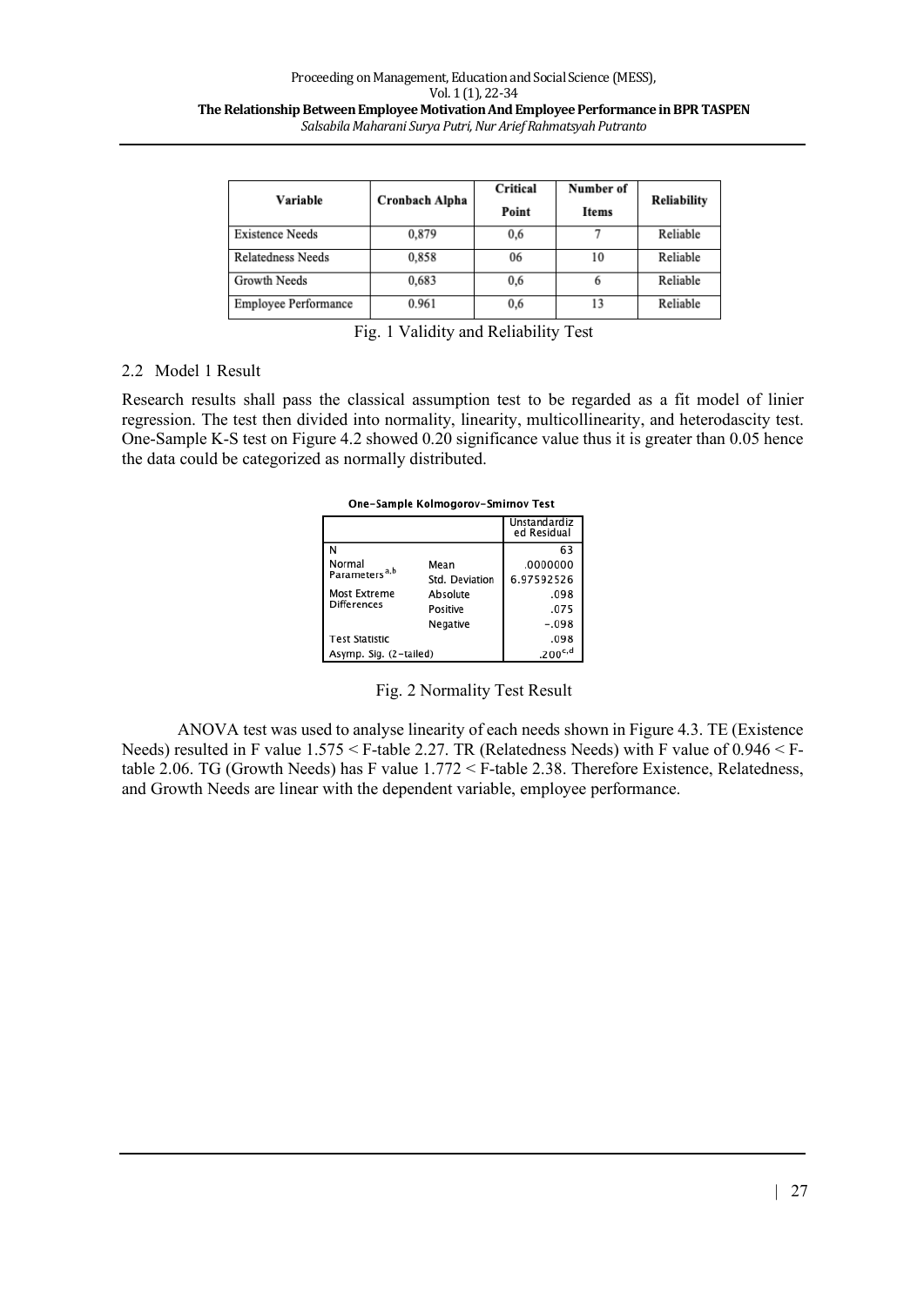| Variable | Cronbach Alpha | Critical Point | Number of Items | Reliability |
| --- | --- | --- | --- | --- |
| Existence Needs | 0,879 | 0,6 | 7 | Reliable |
| Relatedness Needs | 0,858 | 06 | 10 | Reliable |
| Growth Needs | 0,683 | 0,6 | 6 | Reliable |
| Employee Performance | 0.961 | 0,6 | 13 | Reliable |

Fig. 1 Validity and Reliability Test

## 2.2 Model 1 Result

Research results shall pass the classical assumption test to be regarded as a fit model of linier regression. The test then divided into normality, linearity, multicollinearity, and heterodascity test. One-Sample K-S test on Figure 4.2 showed 0.20 significance value thus it is greater than 0.05 hence the data could be categorized as normally distributed.

**One-Sample Kolmogorov-Smirnov Test**

| | | Unstandardized Residual |
| --- | --- | --- |
| N | | 63 |
| Normal Parameters[a,b] | Mean | .0000000 |
| | Std. Deviation | 6.97592526 |
| Most Extreme Differences | Absolute | .098 |
| | Positive | .075 |
| | Negative | -.098 |
| Test Statistic | | .098 |
| Asymp. Sig. (2-tailed) | | .200[c,d] |

Fig. 2 Normality Test Result

ANOVA test was used to analyse linearity of each needs shown in Figure 4.3. TE (Existence Needs) resulted in F value 1.575 < F-table 2.27. TR (Relatedness Needs) with F value of 0.946 < F-table 2.06. TG (Growth Needs) has F value 1.772 < F-table 2.38. Therefore Existence, Relatedness, and Growth Needs are linear with the dependent variable, employee performance.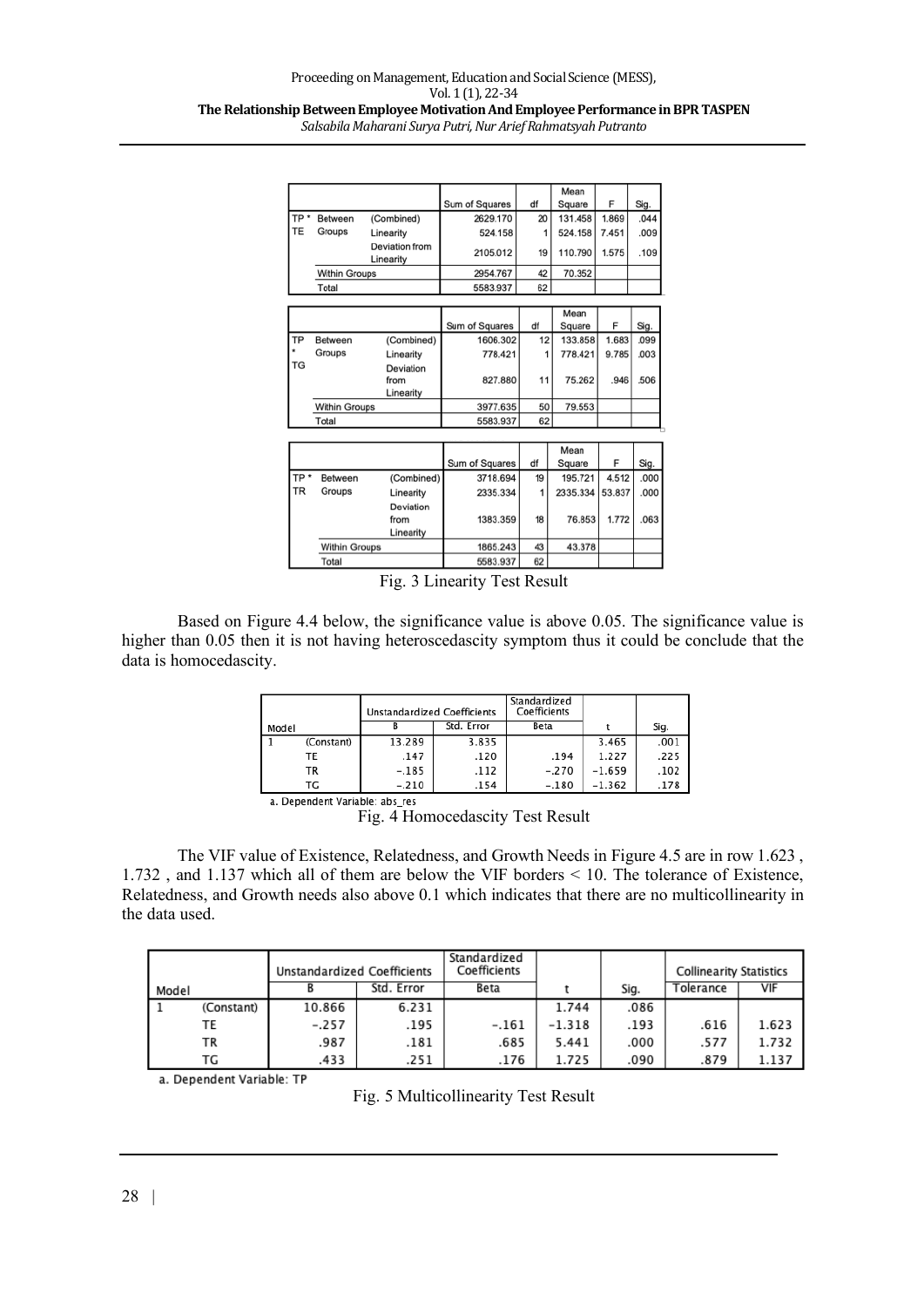| | | | Sum of Squares | df | Mean Square | F | Sig. |
|---|---|---|---|---|---|---|---|
| TP * TE | Between Groups | (Combined) | 2629.170 | 20 | 131.458 | 1.869 | .044 |
| | | Linearity | 524.158 | 1 | 524.158 | 7.451 | .009 |
| | | Deviation from Linearity | 2105.012 | 19 | 110.790 | 1.575 | .109 |
| | Within Groups | | 2954.767 | 42 | 70.352 | | |
| | Total | | 5583.937 | 62 | | | |

| | | | Sum of Squares | df | Mean Square | F | Sig. |
|---|---|---|---|---|---|---|---|
| TP * TG | Between Groups | (Combined) | 1606.302 | 12 | 133.858 | 1.683 | .099 |
| | | Linearity | 778.421 | 1 | 778.421 | 9.785 | .003 |
| | | Deviation from Linearity | 827.880 | 11 | 75.262 | .946 | .506 |
| | Within Groups | | 3977.635 | 50 | 79.553 | | |
| | Total | | 5583.937 | 62 | | | |

| | | | Sum of Squares | df | Mean Square | F | Sig. |
|---|---|---|---|---|---|---|---|
| TP * TR | Between Groups | (Combined) | 3718.694 | 19 | 195.721 | 4.512 | .000 |
| | | Linearity | 2335.334 | 1 | 2335.334 | 53.837 | .000 |
| | | Deviation from Linearity | 1383.359 | 18 | 76.853 | 1.772 | .063 |
| | Within Groups | | 1865.243 | 43 | 43.378 | | |
| | Total | | 5583.937 | 62 | | | |

Fig. 3 Linearity Test Result

Based on Figure 4.4 below, the significance value is above 0.05. The significance value is higher than 0.05 then it is not having heteroscedascity symptom thus it could be conclude that the data is homocedascity.

| Model | | Unstandardized Coefficients B | Std. Error | Standardized Coefficients Beta | t | Sig. |
|---|---|---|---|---|---|---|
| 1 | (Constant) | 13.289 | 3.835 | | 3.465 | .001 |
| | TE | .147 | .120 | .194 | 1.227 | .225 |
| | TR | -.185 | .112 | -.270 | -1.659 | .102 |
| | TG | -.210 | .154 | -.180 | -1.362 | .178 |

a. Dependent Variable: abs_res

Fig. 4 Homocedascity Test Result

The VIF value of Existence, Relatedness, and Growth Needs in Figure 4.5 are in row 1.623 , 1.732 , and 1.137 which all of them are below the VIF borders < 10. The tolerance of Existence, Relatedness, and Growth needs also above 0.1 which indicates that there are no multicollinearity in the data used.

| Model | | Unstandardized Coefficients B | Std. Error | Standardized Coefficients Beta | t | Sig. | Collinearity Statistics Tolerance | VIF |
|---|---|---|---|---|---|---|---|---|
| 1 | (Constant) | 10.866 | 6.231 | | 1.744 | .086 | | |
| | TE | -.257 | .195 | -.161 | -1.318 | .193 | .616 | 1.623 |
| | TR | .987 | .181 | .685 | 5.441 | .000 | .577 | 1.732 |
| | TG | .433 | .251 | .176 | 1.725 | .090 | .879 | 1.137 |

a. Dependent Variable: TP

Fig. 5 Multicollinearity Test Result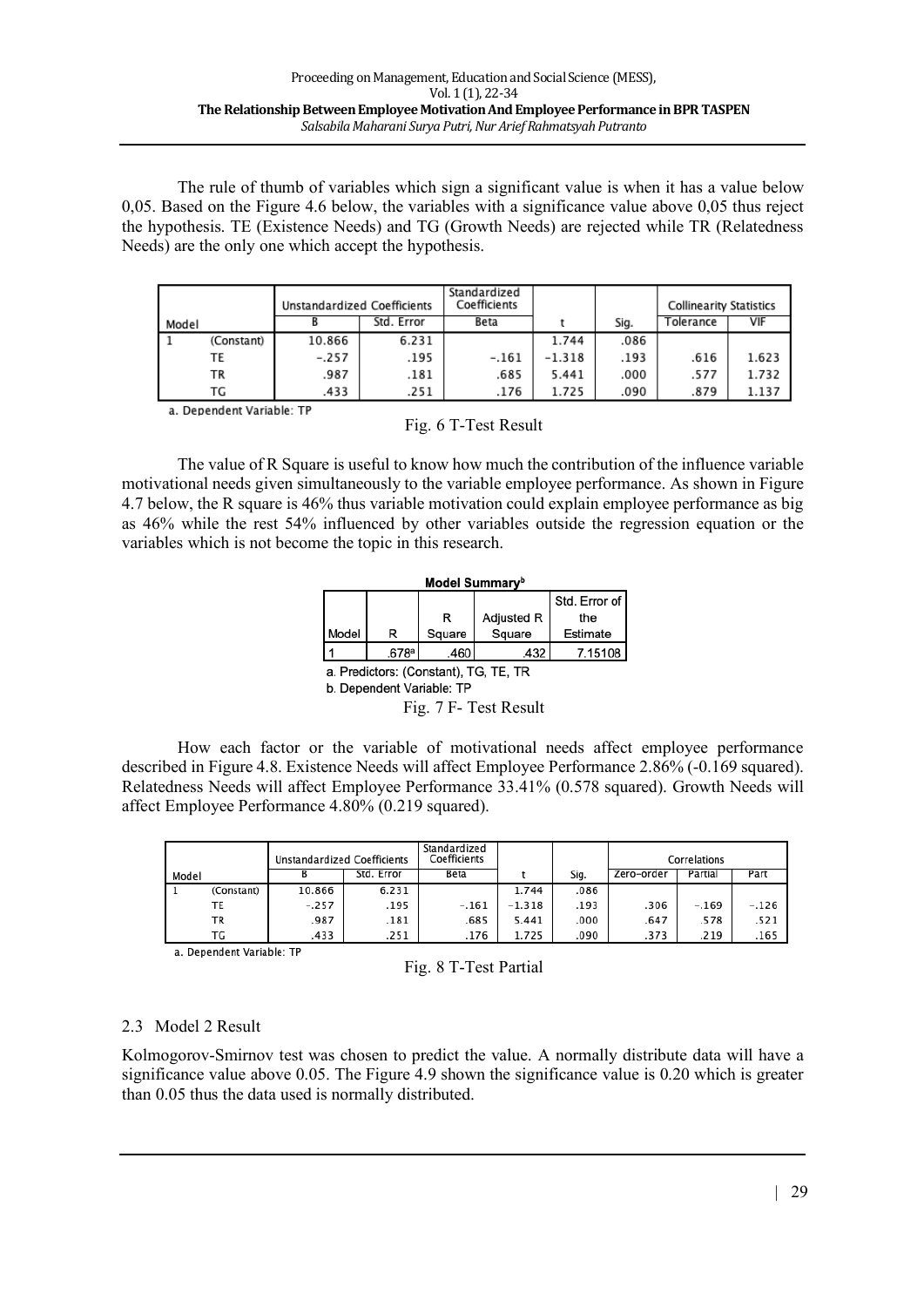The rule of thumb of variables which sign a significant value is when it has a value below 0,05. Based on the Figure 4.6 below, the variables with a significance value above 0,05 thus reject the hypothesis. TE (Existence Needs) and TG (Growth Needs) are rejected while TR (Relatedness Needs) are the only one which accept the hypothesis.

| Model | | Unstandardized Coefficients | | Standardized Coefficients | t | Sig. | Collinearity Statistics | |
|---|---|---|---|---|---|---|---|---|
| | | B | Std. Error | Beta | | | Tolerance | VIF |
| 1 | (Constant) | 10.866 | 6.231 | | 1.744 | .086 | | |
| | TE | -.257 | .195 | -.161 | -1.318 | .193 | .616 | 1.623 |
| | TR | .987 | .181 | .685 | 5.441 | .000 | .577 | 1.732 |
| | TG | .433 | .251 | .176 | 1.725 | .090 | .879 | 1.137 |

a. Dependent Variable: TP

Fig. 6 T-Test Result

The value of R Square is useful to know how much the contribution of the influence variable motivational needs given simultaneously to the variable employee performance. As shown in Figure 4.7 below, the R square is 46% thus variable motivation could explain employee performance as big as 46% while the rest 54% influenced by other variables outside the regression equation or the variables which is not become the topic in this research.

**Model Summary[b]**

| Model | R | R Square | Adjusted R Square | Std. Error of the Estimate |
|---|---|---|---|---|
| 1 | .678[a] | .460 | .432 | 7.15108 |

a. Predictors: (Constant), TG, TE, TR
b. Dependent Variable: TP

Fig. 7 F- Test Result

How each factor or the variable of motivational needs affect employee performance described in Figure 4.8. Existence Needs will affect Employee Performance 2.86% (-0.169 squared). Relatedness Needs will affect Employee Performance 33.41% (0.578 squared). Growth Needs will affect Employee Performance 4.80% (0.219 squared).

| Model | | Unstandardized Coefficients | | Standardized Coefficients | t | Sig. | Correlations | | |
|---|---|---|---|---|---|---|---|---|---|
| | | B | Std. Error | Beta | | | Zero-order | Partial | Part |
| 1 | (Constant) | 10.866 | 6.231 | | 1.744 | .086 | | | |
| | TE | -.257 | .195 | -.161 | -1.318 | .193 | .306 | -.169 | -.126 |
| | TR | .987 | .181 | .685 | 5.441 | .000 | .647 | .578 | .521 |
| | TG | .433 | .251 | .176 | 1.725 | .090 | .373 | .219 | .165 |

a. Dependent Variable: TP

Fig. 8 T-Test Partial

## 2.3 Model 2 Result

Kolmogorov-Smirnov test was chosen to predict the value. A normally distribute data will have a significance value above 0.05. The Figure 4.9 shown the significance value is 0.20 which is greater than 0.05 thus the data used is normally distributed.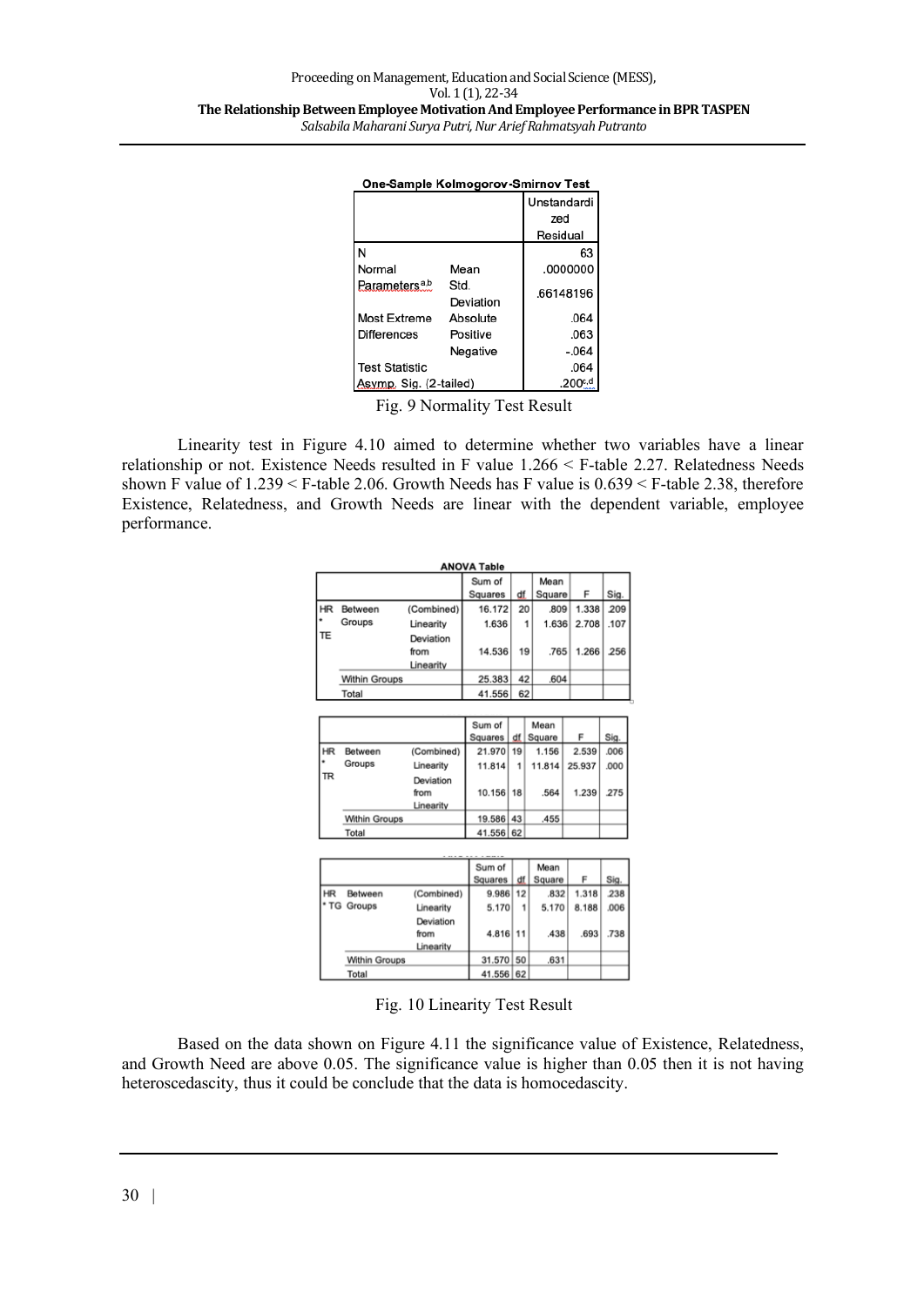**One-Sample Kolmogorov-Smirnov Test**

| | | Unstandardized Residual |
|---|---|---|
| N | | 63 |
| Normal Parameters[a,b] | Mean | .0000000 |
| | Std. Deviation | .66148196 |
| Most Extreme Differences | Absolute | .064 |
| | Positive | .063 |
| | Negative | -.064 |
| Test Statistic | | .064 |
| Asymp. Sig. (2-tailed) | | .200[c,d] |

Fig. 9 Normality Test Result

Linearity test in Figure 4.10 aimed to determine whether two variables have a linear relationship or not. Existence Needs resulted in F value 1.266 < F-table 2.27. Relatedness Needs shown F value of 1.239 < F-table 2.06. Growth Needs has F value is 0.639 < F-table 2.38, therefore Existence, Relatedness, and Growth Needs are linear with the dependent variable, employee performance.

**ANOVA Table**

| | | | Sum of Squares | df | Mean Square | F | Sig. |
|---|---|---|---|---|---|---|---|
| HR * TE | Between Groups | (Combined) | 16.172 | 20 | .809 | 1.338 | .209 |
| | | Linearity | 1.636 | 1 | 1.636 | 2.708 | .107 |
| | | Deviation from Linearity | 14.536 | 19 | .765 | 1.266 | .256 |
| | Within Groups | | 25.383 | 42 | .604 | | |
| | Total | | 41.556 | 62 | | | |

| | | | Sum of Squares | df | Mean Square | F | Sig. |
|---|---|---|---|---|---|---|---|
| HR * TR | Between Groups | (Combined) | 21.970 | 19 | 1.156 | 2.539 | .006 |
| | | Linearity | 11.814 | 1 | 11.814 | 25.937 | .000 |
| | | Deviation from Linearity | 10.156 | 18 | .564 | 1.239 | .275 |
| | Within Groups | | 19.586 | 43 | .455 | | |
| | Total | | 41.556 | 62 | | | |

| | | | Sum of Squares | df | Mean Square | F | Sig. |
|---|---|---|---|---|---|---|---|
| HR * TG | Between Groups | (Combined) | 9.986 | 12 | .832 | 1.318 | .238 |
| | | Linearity | 5.170 | 1 | 5.170 | 8.188 | .006 |
| | | Deviation from Linearity | 4.816 | 11 | .438 | .693 | .738 |
| | Within Groups | | 31.570 | 50 | .631 | | |
| | Total | | 41.556 | 62 | | | |

Fig. 10 Linearity Test Result

Based on the data shown on Figure 4.11 the significance value of Existence, Relatedness, and Growth Need are above 0.05. The significance value is higher than 0.05 then it is not having heteroscedascity, thus it could be conclude that the data is homocedascity.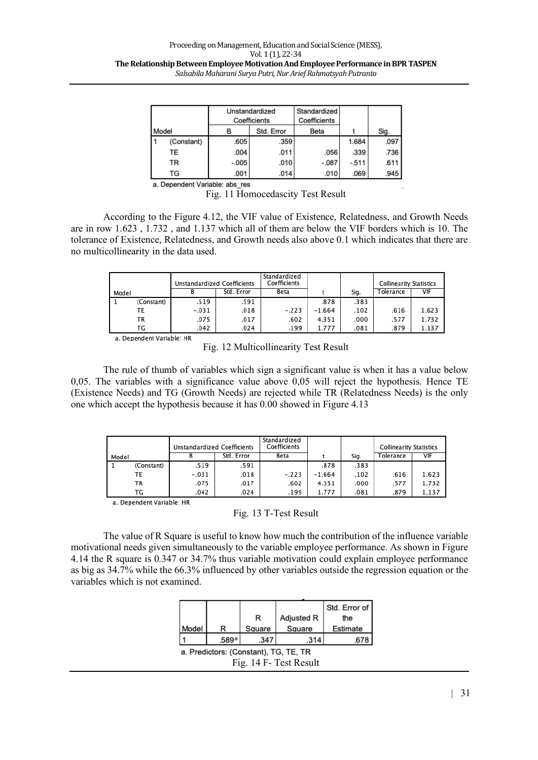| Model | | Unstandardized Coefficients | | Standardized Coefficients | t | Sig. |
|---|---|---|---|---|---|---|
| | | B | Std. Error | Beta | | |
| 1 | (Constant) | .605 | .359 | | 1.684 | .097 |
| | TE | .004 | .011 | .056 | .339 | .736 |
| | TR | -.005 | .010 | -.087 | -.511 | .611 |
| | TG | .001 | .014 | .010 | .069 | .945 |

a. Dependent Variable: abs_res

Fig. 11 Homocedascity Test Result

According to the Figure 4.12, the VIF value of Existence, Relatedness, and Growth Needs are in row 1.623 , 1.732 , and 1.137 which all of them are below the VIF borders which is 10. The tolerance of Existence, Relatedness, and Growth needs also above 0.1 which indicates that there are no multicollinearity in the data used.

| Model | | Unstandardized Coefficients | | Standardized Coefficients | t | Sig. | Collinearity Statistics | |
|---|---|---|---|---|---|---|---|---|
| | | B | Std. Error | Beta | | | Tolerance | VIF |
| 1 | (Constant) | .519 | .591 | | .878 | .383 | | |
| | TE | -.031 | .018 | -.223 | -1.664 | .102 | .616 | 1.623 |
| | TR | .075 | .017 | .602 | 4.351 | .000 | .577 | 1.732 |
| | TG | .042 | .024 | .199 | 1.777 | .081 | .879 | 1.137 |

a. Dependent Variable: HR

Fig. 12 Multicollinearity Test Result

The rule of thumb of variables which sign a significant value is when it has a value below 0,05. The variables with a significance value above 0,05 will reject the hypothesis. Hence TE (Existence Needs) and TG (Growth Needs) are rejected while TR (Relatedness Needs) is the only one which accept the hypothesis because it has 0.00 showed in Figure 4.13

| Model | | Unstandardized Coefficients | | Standardized Coefficients | t | Sig. | Collinearity Statistics | |
|---|---|---|---|---|---|---|---|---|
| | | B | Std. Error | Beta | | | Tolerance | VIF |
| 1 | (Constant) | .519 | .591 | | .878 | .383 | | |
| | TE | -.031 | .018 | -.223 | -1.664 | .102 | .616 | 1.623 |
| | TR | .075 | .017 | .602 | 4.351 | .000 | .577 | 1.732 |
| | TG | .042 | .024 | .199 | 1.777 | .081 | .879 | 1.137 |

a. Dependent Variable: HR

Fig. 13 T-Test Result

The value of R Square is useful to know how much the contribution of the influence variable motivational needs given simultaneously to the variable employee performance. As shown in Figure 4.14 the R square is 0.347 or 34.7% thus variable motivation could explain employee performance as big as 34.7% while the 66.3% influenced by other variables outside the regression equation or the variables which is not examined.

| Model | R | R Square | Adjusted R Square | Std. Error of the Estimate |
|---|---|---|---|---|
| 1 | .589[a] | .347 | .314 | .678 |

a. Predictors: (Constant), TG, TE, TR

Fig. 14 F- Test Result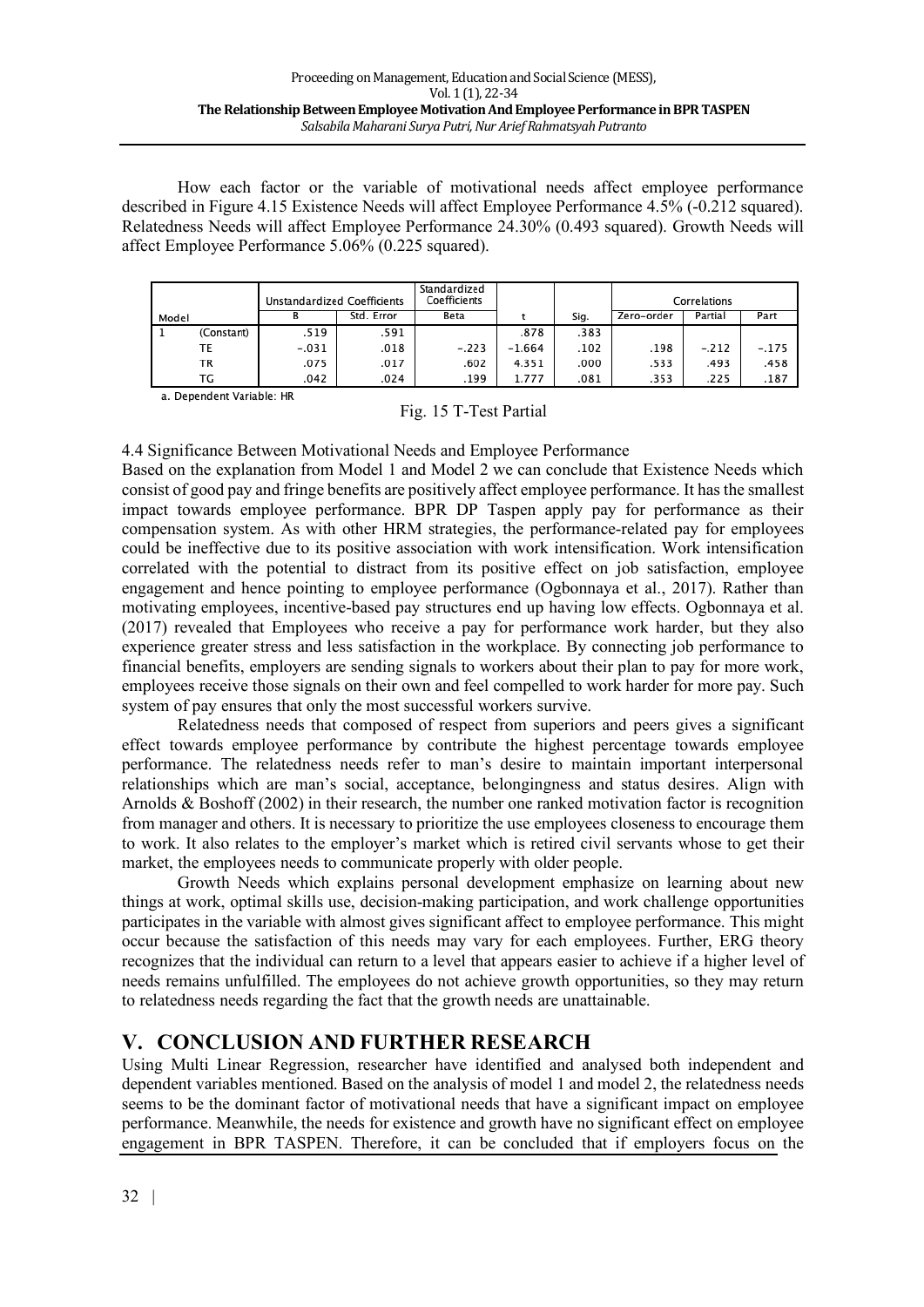How each factor or the variable of motivational needs affect employee performance described in Figure 4.15 Existence Needs will affect Employee Performance 4.5% (-0.212 squared). Relatedness Needs will affect Employee Performance 24.30% (0.493 squared). Growth Needs will affect Employee Performance 5.06% (0.225 squared).

| Model | | Unstandardized Coefficients | | Standardized Coefficients | | | Correlations | | |
|---|---|---|---|---|---|---|---|---|---|
| | | B | Std. Error | Beta | t | Sig. | Zero-order | Partial | Part |
| 1 | (Constant) | .519 | .591 | | .878 | .383 | | | |
| | TE | -.031 | .018 | -.223 | -1.664 | .102 | .198 | -.212 | -.175 |
| | TR | .075 | .017 | .602 | 4.351 | .000 | .533 | .493 | .458 |
| | TG | .042 | .024 | .199 | 1.777 | .081 | .353 | .225 | .187 |

a. Dependent Variable: HR

Fig. 15 T-Test Partial

4.4 Significance Between Motivational Needs and Employee Performance

Based on the explanation from Model 1 and Model 2 we can conclude that Existence Needs which consist of good pay and fringe benefits are positively affect employee performance. It has the smallest impact towards employee performance. BPR DP Taspen apply pay for performance as their compensation system. As with other HRM strategies, the performance-related pay for employees could be ineffective due to its positive association with work intensification. Work intensification correlated with the potential to distract from its positive effect on job satisfaction, employee engagement and hence pointing to employee performance (Ogbonnaya et al., 2017). Rather than motivating employees, incentive-based pay structures end up having low effects. Ogbonnaya et al. (2017) revealed that Employees who receive a pay for performance work harder, but they also experience greater stress and less satisfaction in the workplace. By connecting job performance to financial benefits, employers are sending signals to workers about their plan to pay for more work, employees receive those signals on their own and feel compelled to work harder for more pay. Such system of pay ensures that only the most successful workers survive.

Relatedness needs that composed of respect from superiors and peers gives a significant effect towards employee performance by contribute the highest percentage towards employee performance. The relatedness needs refer to man's desire to maintain important interpersonal relationships which are man's social, acceptance, belongingness and status desires. Align with Arnolds & Boshoff (2002) in their research, the number one ranked motivation factor is recognition from manager and others. It is necessary to prioritize the use employees closeness to encourage them to work. It also relates to the employer's market which is retired civil servants whose to get their market, the employees needs to communicate properly with older people.

Growth Needs which explains personal development emphasize on learning about new things at work, optimal skills use, decision-making participation, and work challenge opportunities participates in the variable with almost gives significant affect to employee performance. This might occur because the satisfaction of this needs may vary for each employees. Further, ERG theory recognizes that the individual can return to a level that appears easier to achieve if a higher level of needs remains unfulfilled. The employees do not achieve growth opportunities, so they may return to relatedness needs regarding the fact that the growth needs are unattainable.

## V. CONCLUSION AND FURTHER RESEARCH

Using Multi Linear Regression, researcher have identified and analysed both independent and dependent variables mentioned. Based on the analysis of model 1 and model 2, the relatedness needs seems to be the dominant factor of motivational needs that have a significant impact on employee performance. Meanwhile, the needs for existence and growth have no significant effect on employee engagement in BPR TASPEN. Therefore, it can be concluded that if employers focus on the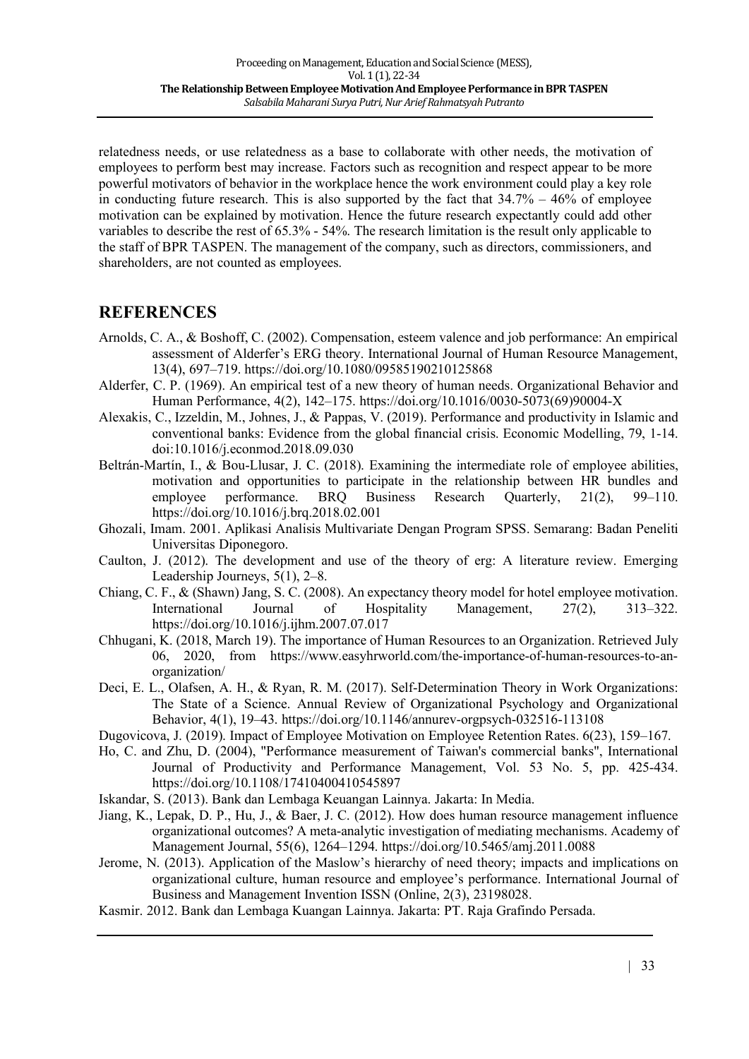relatedness needs, or use relatedness as a base to collaborate with other needs, the motivation of employees to perform best may increase. Factors such as recognition and respect appear to be more powerful motivators of behavior in the workplace hence the work environment could play a key role in conducting future research. This is also supported by the fact that 34.7% – 46% of employee motivation can be explained by motivation. Hence the future research expectantly could add other variables to describe the rest of 65.3% - 54%. The research limitation is the result only applicable to the staff of BPR TASPEN. The management of the company, such as directors, commissioners, and shareholders, are not counted as employees.

## REFERENCES

Arnolds, C. A., & Boshoff, C. (2002). Compensation, esteem valence and job performance: An empirical assessment of Alderfer's ERG theory. International Journal of Human Resource Management, 13(4), 697–719. https://doi.org/10.1080/09585190210125868

Alderfer, C. P. (1969). An empirical test of a new theory of human needs. Organizational Behavior and Human Performance, 4(2), 142–175. https://doi.org/10.1016/0030-5073(69)90004-X

Alexakis, C., Izzeldin, M., Johnes, J., & Pappas, V. (2019). Performance and productivity in Islamic and conventional banks: Evidence from the global financial crisis. Economic Modelling, 79, 1-14. doi:10.1016/j.econmod.2018.09.030

Beltrán-Martín, I., & Bou-Llusar, J. C. (2018). Examining the intermediate role of employee abilities, motivation and opportunities to participate in the relationship between HR bundles and employee performance. BRQ Business Research Quarterly, 21(2), 99–110. https://doi.org/10.1016/j.brq.2018.02.001

Ghozali, Imam. 2001. Aplikasi Analisis Multivariate Dengan Program SPSS. Semarang: Badan Peneliti Universitas Diponegoro.

Caulton, J. (2012). The development and use of the theory of erg: A literature review. Emerging Leadership Journeys, 5(1), 2–8.

Chiang, C. F., & (Shawn) Jang, S. C. (2008). An expectancy theory model for hotel employee motivation. International Journal of Hospitality Management, 27(2), 313–322. https://doi.org/10.1016/j.ijhm.2007.07.017

Chhugani, K. (2018, March 19). The importance of Human Resources to an Organization. Retrieved July 06, 2020, from https://www.easyhrworld.com/the-importance-of-human-resources-to-an-organization/

Deci, E. L., Olafsen, A. H., & Ryan, R. M. (2017). Self-Determination Theory in Work Organizations: The State of a Science. Annual Review of Organizational Psychology and Organizational Behavior, 4(1), 19–43. https://doi.org/10.1146/annurev-orgpsych-032516-113108

Dugovicova, J. (2019). Impact of Employee Motivation on Employee Retention Rates. 6(23), 159–167.

Ho, C. and Zhu, D. (2004), "Performance measurement of Taiwan's commercial banks", International Journal of Productivity and Performance Management, Vol. 53 No. 5, pp. 425-434. https://doi.org/10.1108/17410400410545897

Iskandar, S. (2013). Bank dan Lembaga Keuangan Lainnya. Jakarta: In Media.

Jiang, K., Lepak, D. P., Hu, J., & Baer, J. C. (2012). How does human resource management influence organizational outcomes? A meta-analytic investigation of mediating mechanisms. Academy of Management Journal, 55(6), 1264–1294. https://doi.org/10.5465/amj.2011.0088

Jerome, N. (2013). Application of the Maslow's hierarchy of need theory; impacts and implications on organizational culture, human resource and employee's performance. International Journal of Business and Management Invention ISSN (Online, 2(3), 23198028.

Kasmir. 2012. Bank dan Lembaga Kuangan Lainnya. Jakarta: PT. Raja Grafindo Persada.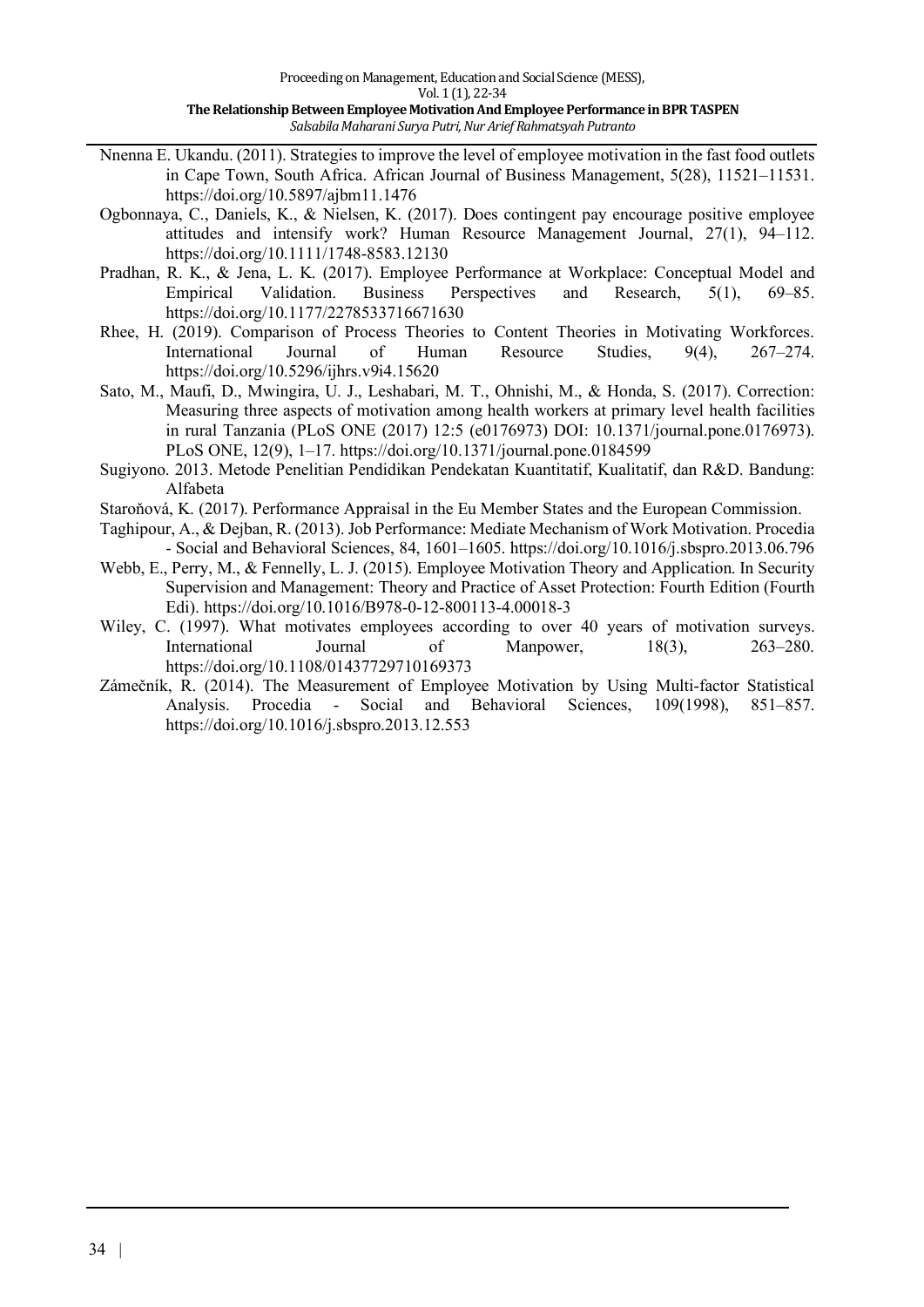Nnenna E. Ukandu. (2011). Strategies to improve the level of employee motivation in the fast food outlets in Cape Town, South Africa. African Journal of Business Management, 5(28), 11521–11531. https://doi.org/10.5897/ajbm11.1476

Ogbonnaya, C., Daniels, K., & Nielsen, K. (2017). Does contingent pay encourage positive employee attitudes and intensify work? Human Resource Management Journal, 27(1), 94–112. https://doi.org/10.1111/1748-8583.12130

Pradhan, R. K., & Jena, L. K. (2017). Employee Performance at Workplace: Conceptual Model and Empirical Validation. Business Perspectives and Research, 5(1), 69–85. https://doi.org/10.1177/2278533716671630

Rhee, H. (2019). Comparison of Process Theories to Content Theories in Motivating Workforces. International Journal of Human Resource Studies, 9(4), 267–274. https://doi.org/10.5296/ijhrs.v9i4.15620

Sato, M., Maufi, D., Mwingira, U. J., Leshabari, M. T., Ohnishi, M., & Honda, S. (2017). Correction: Measuring three aspects of motivation among health workers at primary level health facilities in rural Tanzania (PLoS ONE (2017) 12:5 (e0176973) DOI: 10.1371/journal.pone.0176973). PLoS ONE, 12(9), 1–17. https://doi.org/10.1371/journal.pone.0184599

Sugiyono. 2013. Metode Penelitian Pendidikan Pendekatan Kuantitatif, Kualitatif, dan R&D. Bandung: Alfabeta

Staroňová, K. (2017). Performance Appraisal in the Eu Member States and the European Commission.

Taghipour, A., & Dejban, R. (2013). Job Performance: Mediate Mechanism of Work Motivation. Procedia - Social and Behavioral Sciences, 84, 1601–1605. https://doi.org/10.1016/j.sbspro.2013.06.796

Webb, E., Perry, M., & Fennelly, L. J. (2015). Employee Motivation Theory and Application. In Security Supervision and Management: Theory and Practice of Asset Protection: Fourth Edition (Fourth Edi). https://doi.org/10.1016/B978-0-12-800113-4.00018-3

Wiley, C. (1997). What motivates employees according to over 40 years of motivation surveys. International Journal of Manpower, 18(3), 263–280. https://doi.org/10.1108/01437729710169373

Zámečník, R. (2014). The Measurement of Employee Motivation by Using Multi-factor Statistical Analysis. Procedia - Social and Behavioral Sciences, 109(1998), 851–857. https://doi.org/10.1016/j.sbspro.2013.12.553